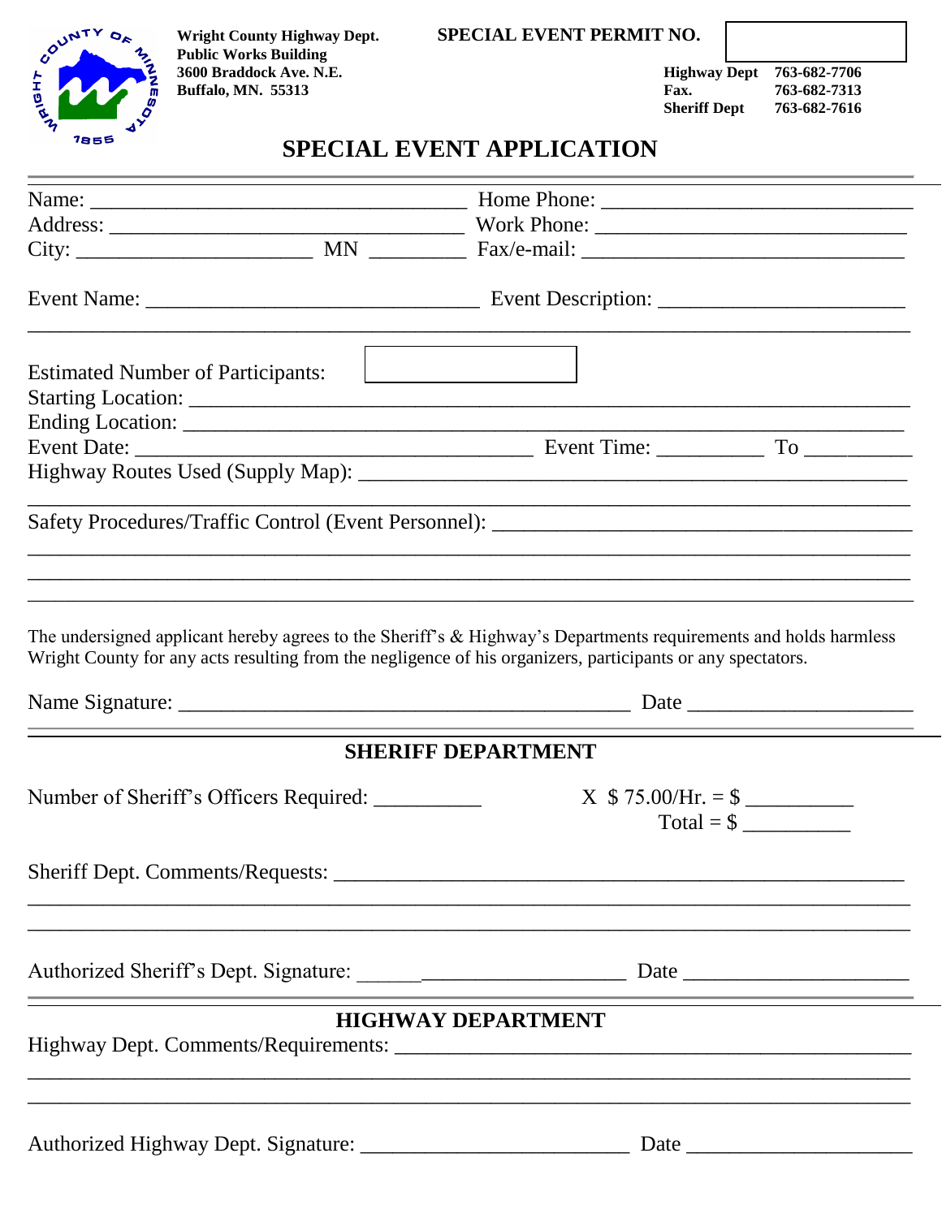**Wright County Highway Dept.**
**Public Works Building**
**3600 Braddock Ave. N.E.**
**Buffalo, MN. 55313**

**SPECIAL EVENT PERMIT NO.** ____________

**Highway Dept** 763-682-7706
**Fax.** 763-682-7313
**Sheriff Dept** 763-682-7616

# SPECIAL EVENT APPLICATION

Name: ___________________________________ Home Phone: _____________________________

Address: _________________________________ Work Phone: ______________________________

City: ______________________ MN _________ Fax/e-mail: ______________________________

Event Name: _______________________________ Event Description: _______________________

_____________________________________________________________________________________

Estimated Number of Participants: ____________

Starting Location: ___________________________________________________________________

Ending Location: ____________________________________________________________________

Event Date: _____________________________________ Event Time: __________ To __________

Highway Routes Used (Supply Map): ____________________________________________________

_____________________________________________________________________________________

Safety Procedures/Traffic Control (Event Personnel): _____________________________________

_____________________________________________________________________________________

_____________________________________________________________________________________

_____________________________________________________________________________________

The undersigned applicant hereby agrees to the Sheriff's & Highway's Departments requirements and holds harmless Wright County for any acts resulting from the negligence of his organizers, participants or any spectators.

Name Signature: ___________________________________________ Date _____________________

## SHERIFF DEPARTMENT

Number of Sheriff's Officers Required: __________ X $ 75.00/Hr. = $ __________

Total = $ __________

Sheriff Dept. Comments/Requests: _____________________________________________________

_____________________________________________________________________________________

_____________________________________________________________________________________

Authorized Sheriff's Dept. Signature: __________________________ Date _____________________

## HIGHWAY DEPARTMENT

Highway Dept. Comments/Requirements: _________________________________________________

_____________________________________________________________________________________

_____________________________________________________________________________________

Authorized Highway Dept. Signature: _________________________ Date _____________________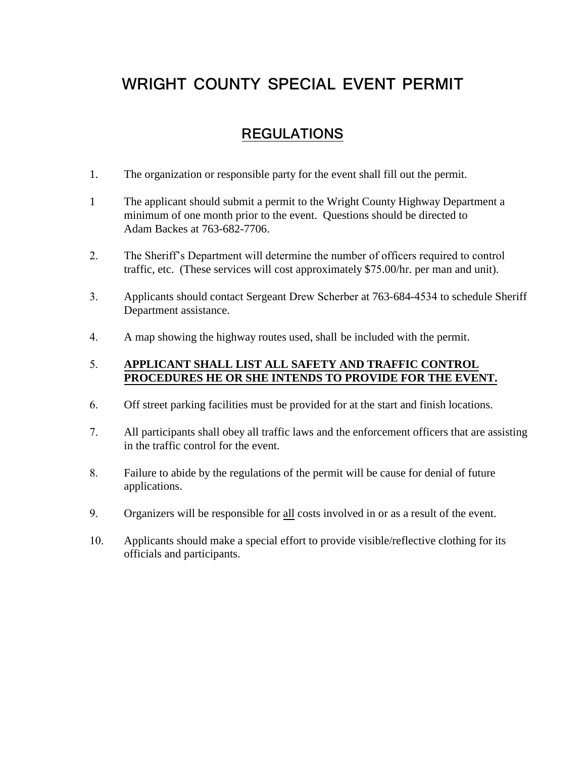# WRIGHT COUNTY SPECIAL EVENT PERMIT

## REGULATIONS

1. The organization or responsible party for the event shall fill out the permit.

1 The applicant should submit a permit to the Wright County Highway Department a minimum of one month prior to the event. Questions should be directed to Adam Backes at 763-682-7706.

2. The Sheriff's Department will determine the number of officers required to control traffic, etc. (These services will cost approximately $75.00/hr. per man and unit).

3. Applicants should contact Sergeant Drew Scherber at 763-684-4534 to schedule Sheriff Department assistance.

4. A map showing the highway routes used, shall be included with the permit.

5. **APPLICANT SHALL LIST ALL SAFETY AND TRAFFIC CONTROL PROCEDURES HE OR SHE INTENDS TO PROVIDE FOR THE EVENT.**

6. Off street parking facilities must be provided for at the start and finish locations.

7. All participants shall obey all traffic laws and the enforcement officers that are assisting in the traffic control for the event.

8. Failure to abide by the regulations of the permit will be cause for denial of future applications.

9. Organizers will be responsible for all costs involved in or as a result of the event.

10. Applicants should make a special effort to provide visible/reflective clothing for its officials and participants.